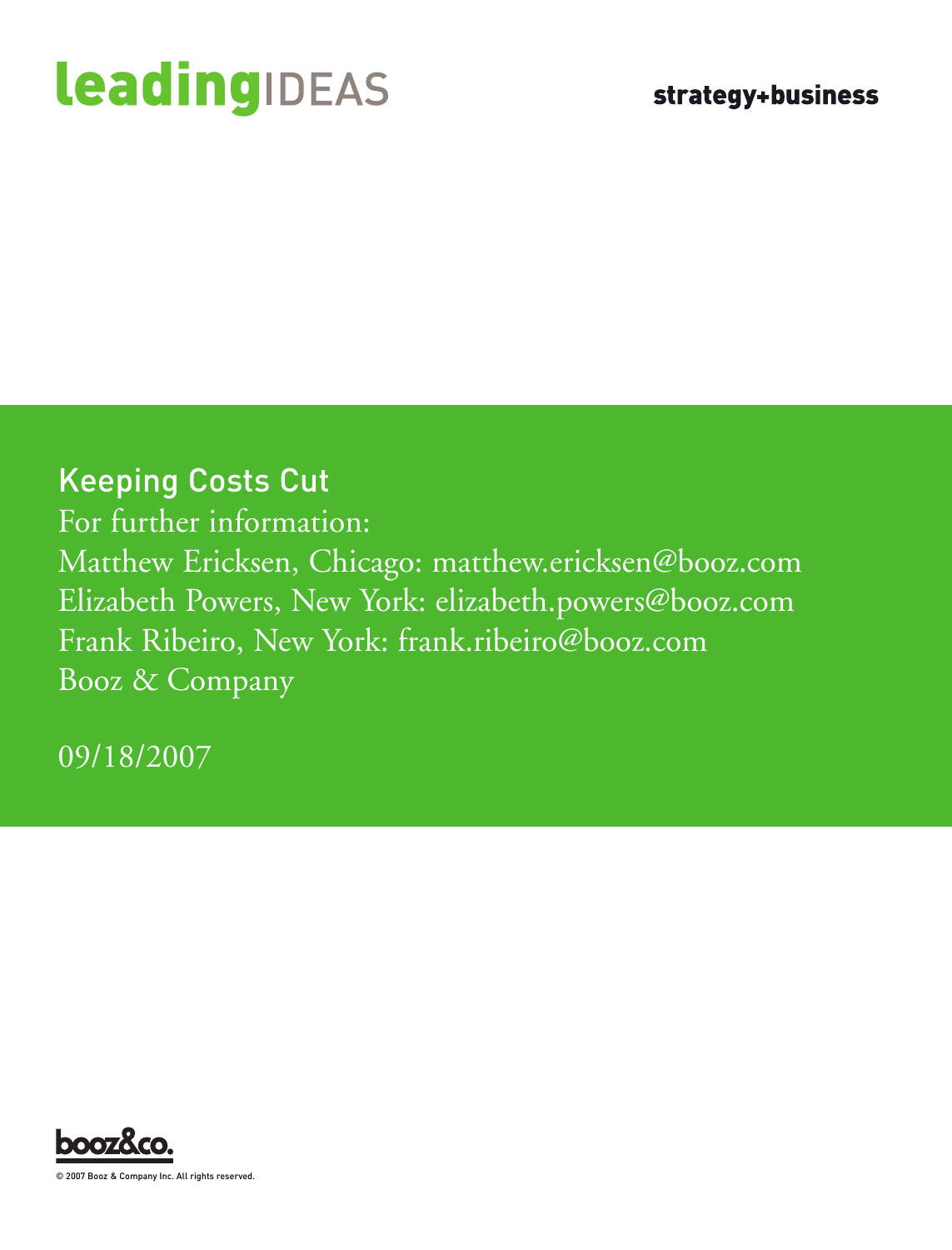**leading**IDEAS

**strategy+business**

# Keeping Costs Cut

For further information:

Matthew Ericksen, Chicago: matthew.ericksen@booz.com
Elizabeth Powers, New York: elizabeth.powers@booz.com
Frank Ribeiro, New York: frank.ribeiro@booz.com
Booz & Company

09/18/2007

booz&co.

© 2007 Booz & Company Inc. All rights reserved.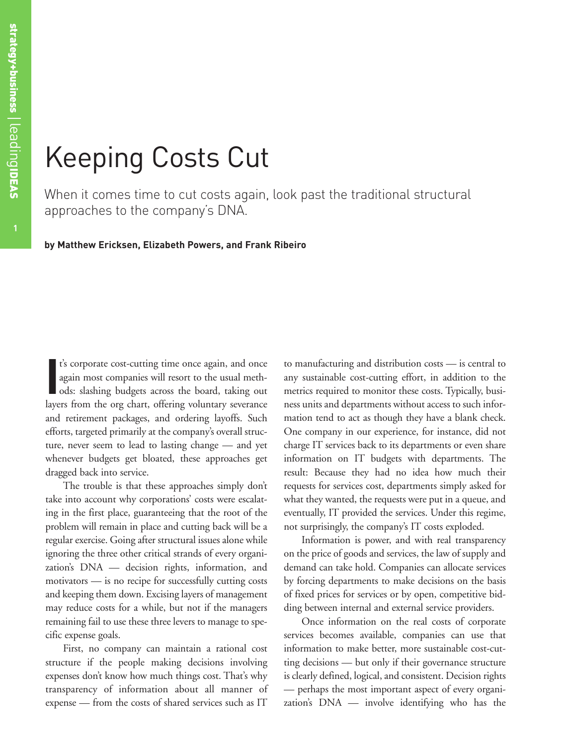# Keeping Costs Cut

When it comes time to cut costs again, look past the traditional structural approaches to the company's DNA.

**by Matthew Ericksen, Elizabeth Powers, and Frank Ribeiro**

It's corporate cost-cutting time once again, and once again most companies will resort to the usual methods: slashing budgets across the board, taking out layers from the org chart, offering voluntary severance and retirement packages, and ordering layoffs. Such efforts, targeted primarily at the company's overall structure, never seem to lead to lasting change — and yet whenever budgets get bloated, these approaches get dragged back into service.

The trouble is that these approaches simply don't take into account why corporations' costs were escalating in the first place, guaranteeing that the root of the problem will remain in place and cutting back will be a regular exercise. Going after structural issues alone while ignoring the three other critical strands of every organization's DNA — decision rights, information, and motivators — is no recipe for successfully cutting costs and keeping them down. Excising layers of management may reduce costs for a while, but not if the managers remaining fail to use these three levers to manage to specific expense goals.

First, no company can maintain a rational cost structure if the people making decisions involving expenses don't know how much things cost. That's why transparency of information about all manner of expense — from the costs of shared services such as IT to manufacturing and distribution costs — is central to any sustainable cost-cutting effort, in addition to the metrics required to monitor these costs. Typically, business units and departments without access to such information tend to act as though they have a blank check. One company in our experience, for instance, did not charge IT services back to its departments or even share information on IT budgets with departments. The result: Because they had no idea how much their requests for services cost, departments simply asked for what they wanted, the requests were put in a queue, and eventually, IT provided the services. Under this regime, not surprisingly, the company's IT costs exploded.

Information is power, and with real transparency on the price of goods and services, the law of supply and demand can take hold. Companies can allocate services by forcing departments to make decisions on the basis of fixed prices for services or by open, competitive bidding between internal and external service providers.

Once information on the real costs of corporate services becomes available, companies can use that information to make better, more sustainable cost-cutting decisions — but only if their governance structure is clearly defined, logical, and consistent. Decision rights — perhaps the most important aspect of every organization's DNA — involve identifying who has the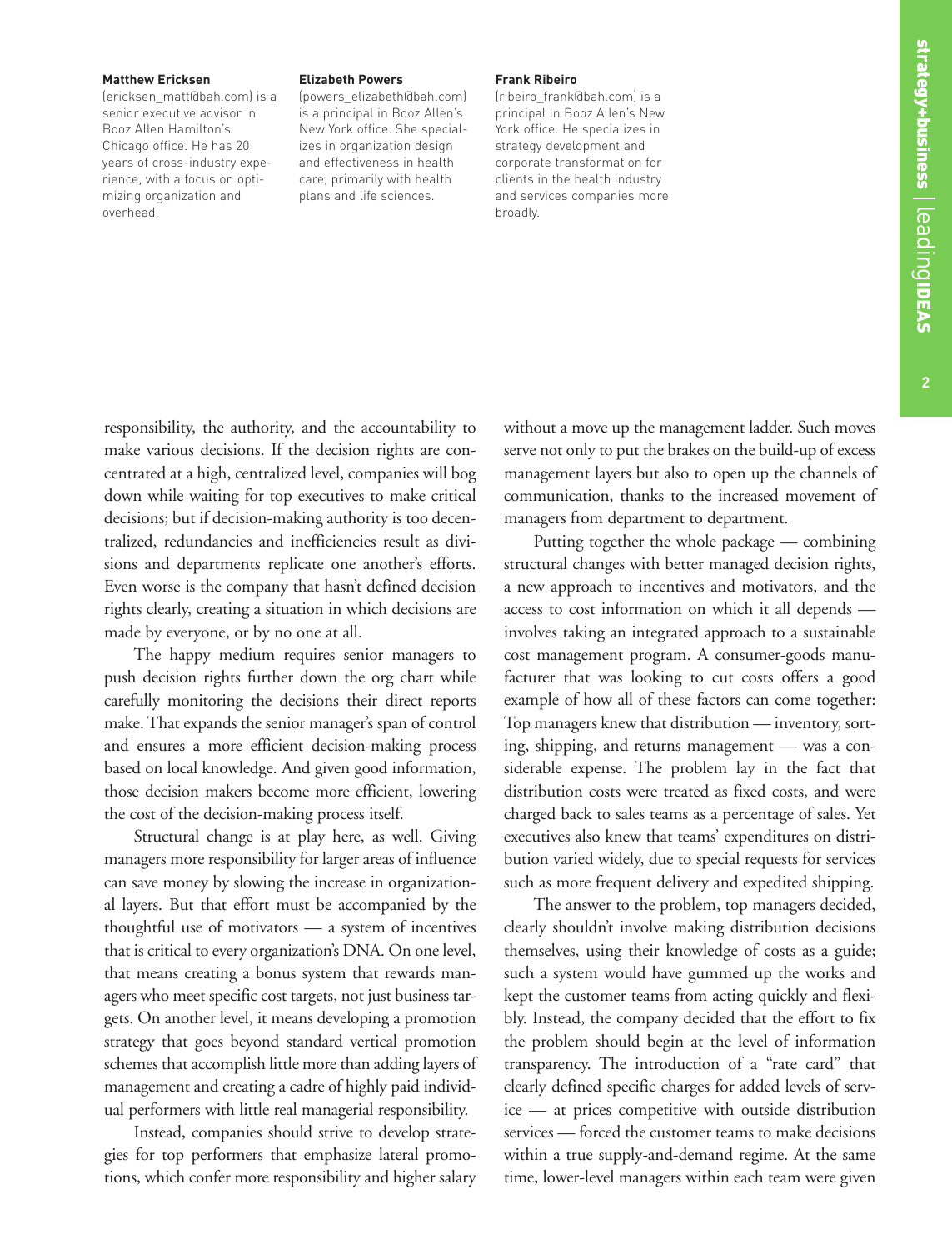**Matthew Ericksen**
(ericksen_matt@bah.com) is a senior executive advisor in Booz Allen Hamilton's Chicago office. He has 20 years of cross-industry experience, with a focus on optimizing organization and overhead.

**Elizabeth Powers**
(powers_elizabeth@bah.com) is a principal in Booz Allen's New York office. She specializes in organization design and effectiveness in health care, primarily with health plans and life sciences.

**Frank Ribeiro**
(ribeiro_frank@bah.com) is a principal in Booz Allen's New York office. He specializes in strategy development and corporate transformation for clients in the health industry and services companies more broadly.

responsibility, the authority, and the accountability to make various decisions. If the decision rights are concentrated at a high, centralized level, companies will bog down while waiting for top executives to make critical decisions; but if decision-making authority is too decentralized, redundancies and inefficiencies result as divisions and departments replicate one another's efforts. Even worse is the company that hasn't defined decision rights clearly, creating a situation in which decisions are made by everyone, or by no one at all.

The happy medium requires senior managers to push decision rights further down the org chart while carefully monitoring the decisions their direct reports make. That expands the senior manager's span of control and ensures a more efficient decision-making process based on local knowledge. And given good information, those decision makers become more efficient, lowering the cost of the decision-making process itself.

Structural change is at play here, as well. Giving managers more responsibility for larger areas of influence can save money by slowing the increase in organizational layers. But that effort must be accompanied by the thoughtful use of motivators — a system of incentives that is critical to every organization's DNA. On one level, that means creating a bonus system that rewards managers who meet specific cost targets, not just business targets. On another level, it means developing a promotion strategy that goes beyond standard vertical promotion schemes that accomplish little more than adding layers of management and creating a cadre of highly paid individual performers with little real managerial responsibility.

Instead, companies should strive to develop strategies for top performers that emphasize lateral promotions, which confer more responsibility and higher salary without a move up the management ladder. Such moves serve not only to put the brakes on the build-up of excess management layers but also to open up the channels of communication, thanks to the increased movement of managers from department to department.

Putting together the whole package — combining structural changes with better managed decision rights, a new approach to incentives and motivators, and the access to cost information on which it all depends — involves taking an integrated approach to a sustainable cost management program. A consumer-goods manufacturer that was looking to cut costs offers a good example of how all of these factors can come together: Top managers knew that distribution — inventory, sorting, shipping, and returns management — was a considerable expense. The problem lay in the fact that distribution costs were treated as fixed costs, and were charged back to sales teams as a percentage of sales. Yet executives also knew that teams' expenditures on distribution varied widely, due to special requests for services such as more frequent delivery and expedited shipping.

The answer to the problem, top managers decided, clearly shouldn't involve making distribution decisions themselves, using their knowledge of costs as a guide; such a system would have gummed up the works and kept the customer teams from acting quickly and flexibly. Instead, the company decided that the effort to fix the problem should begin at the level of information transparency. The introduction of a "rate card" that clearly defined specific charges for added levels of service — at prices competitive with outside distribution services — forced the customer teams to make decisions within a true supply-and-demand regime. At the same time, lower-level managers within each team were given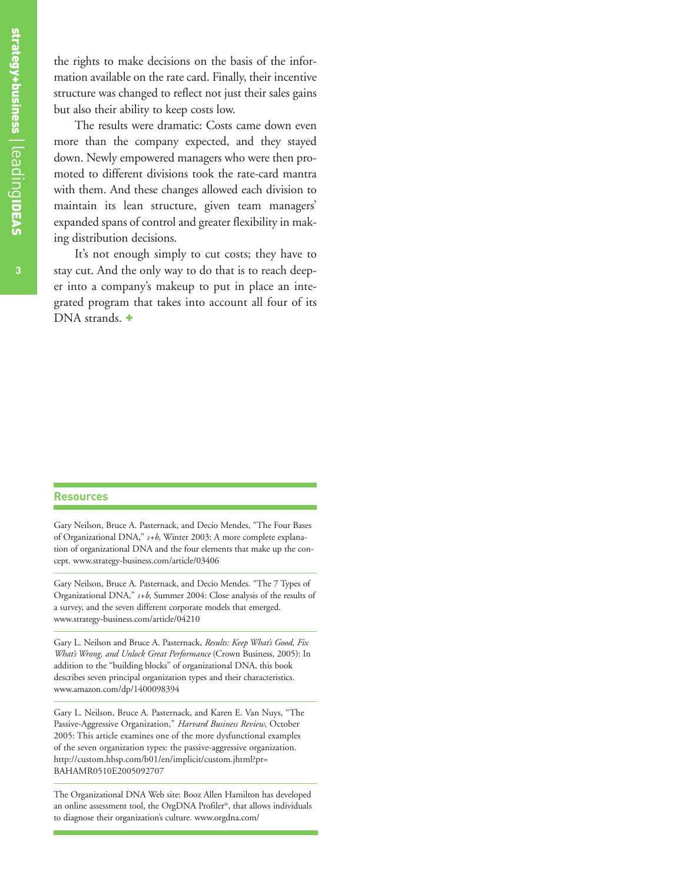the rights to make decisions on the basis of the information available on the rate card. Finally, their incentive structure was changed to reflect not just their sales gains but also their ability to keep costs low.

The results were dramatic: Costs came down even more than the company expected, and they stayed down. Newly empowered managers who were then promoted to different divisions took the rate-card mantra with them. And these changes allowed each division to maintain its lean structure, given team managers' expanded spans of control and greater flexibility in making distribution decisions.

It's not enough simply to cut costs; they have to stay cut. And the only way to do that is to reach deeper into a company's makeup to put in place an integrated program that takes into account all four of its DNA strands. +

## Resources

Gary Neilson, Bruce A. Pasternack, and Decio Mendes, "The Four Bases of Organizational DNA," *s+b*, Winter 2003: A more complete explanation of organizational DNA and the four elements that make up the concept. www.strategy-business.com/article/03406

Gary Neilson, Bruce A. Pasternack, and Decio Mendes. "The 7 Types of Organizational DNA," *s+b*, Summer 2004: Close analysis of the results of a survey, and the seven different corporate models that emerged. www.strategy-business.com/article/04210

Gary L. Neilson and Bruce A. Pasternack, *Results: Keep What's Good, Fix What's Wrong, and Unlock Great Performance* (Crown Business, 2005): In addition to the "building blocks" of organizational DNA, this book describes seven principal organization types and their characteristics. www.amazon.com/dp/1400098394

Gary L. Neilson, Bruce A. Pasternack, and Karen E. Van Nuys, "The Passive-Aggressive Organization," *Harvard Business Review*, October 2005: This article examines one of the more dysfunctional examples of the seven organization types: the passive-aggressive organization. http://custom.hbsp.com/b01/en/implicit/custom.jhtml?pr=BAHAMR0510E2005092707

The Organizational DNA Web site: Booz Allen Hamilton has developed an online assessment tool, the OrgDNA Profiler®, that allows individuals to diagnose their organization's culture. www.orgdna.com/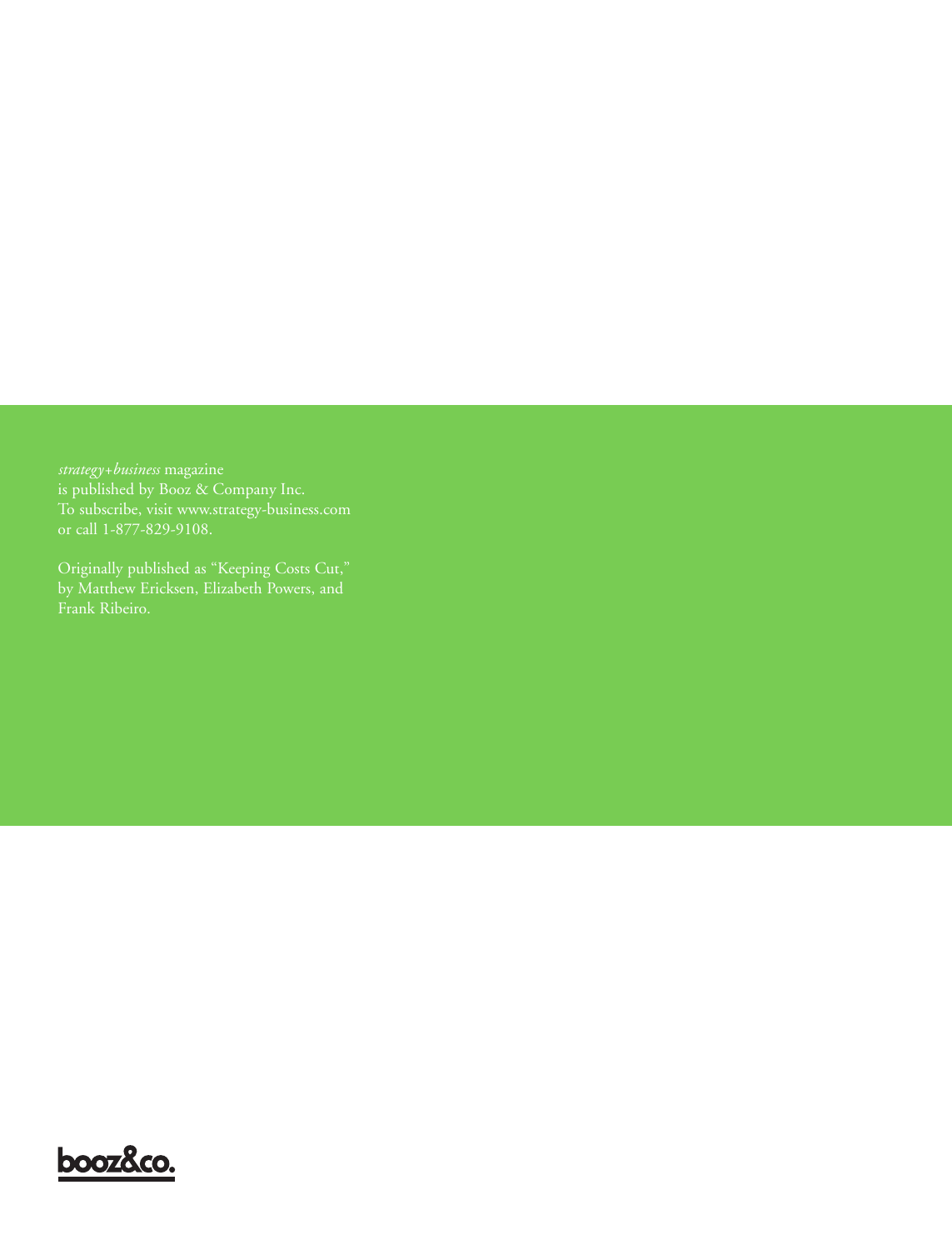*strategy+business* magazine
is published by Booz & Company Inc.
To subscribe, visit www.strategy-business.com
or call 1-877-829-9108.

Originally published as "Keeping Costs Cut,"
by Matthew Ericksen, Elizabeth Powers, and
Frank Ribeiro.

booz&co.